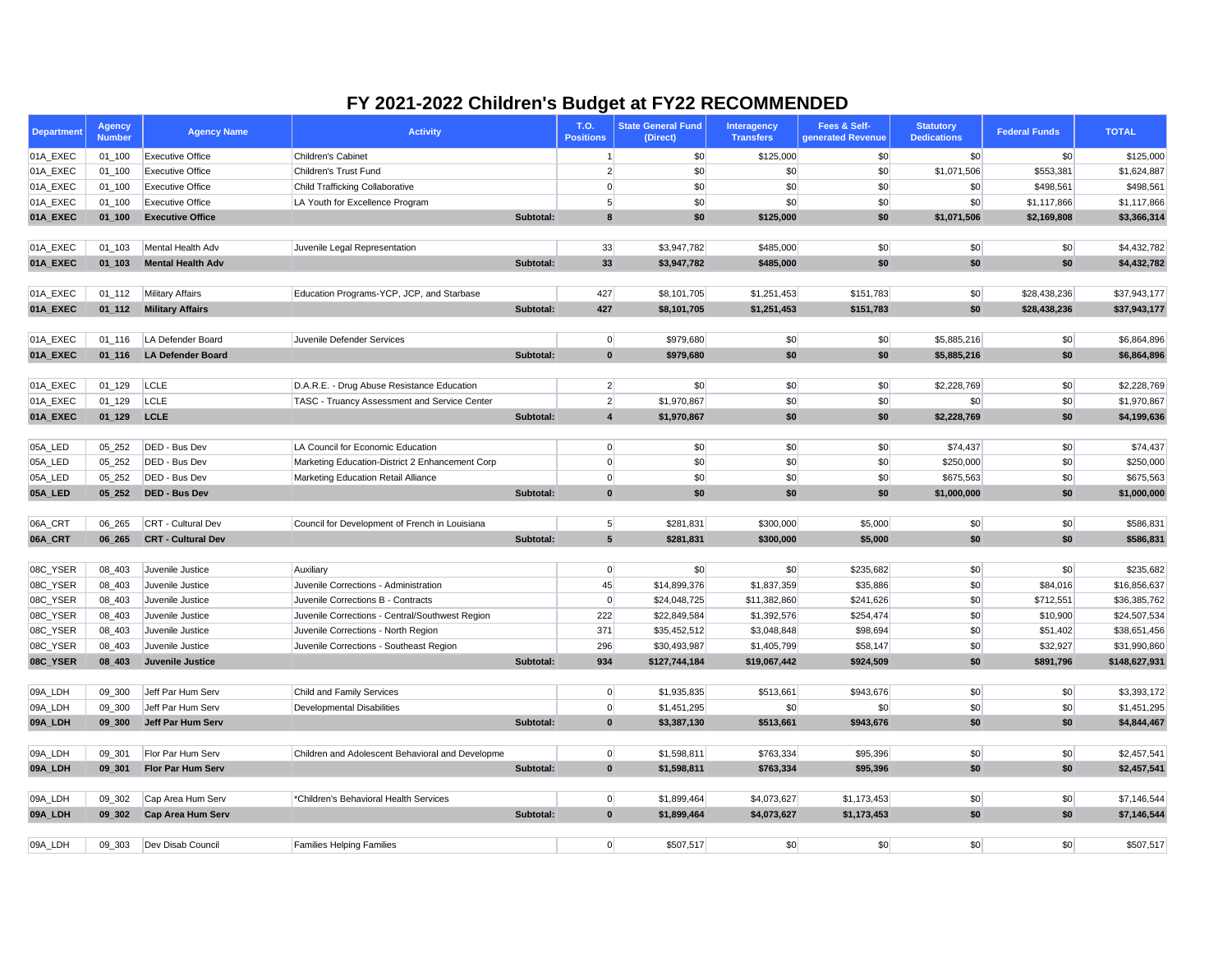# FY 2021-2022 Children's Budget at FY22 RECOMMENDED

| Department | Agency Number | Agency Name | Activity | T.O. Positions | State General Fund (Direct) | Interagency Transfers | Fees & Self-generated Revenue | Statutory Dedications | Federal Funds | TOTAL |
|---|---|---|---|---|---|---|---|---|---|---|
| 01A_EXEC | 01_100 | Executive Office | Children's Cabinet | 1 | $0 | $125,000 | $0 | $0 | $0 | $125,000 |
| 01A_EXEC | 01_100 | Executive Office | Children's Trust Fund | 2 | $0 | $0 | $0 | $1,071,506 | $553,381 | $1,624,887 |
| 01A_EXEC | 01_100 | Executive Office | Child Trafficking Collaborative | 0 | $0 | $0 | $0 | $0 | $498,561 | $498,561 |
| 01A_EXEC | 01_100 | Executive Office | LA Youth for Excellence Program | 5 | $0 | $0 | $0 | $0 | $1,117,866 | $1,117,866 |
| **01A_EXEC** | **01_100** | **Executive Office** | **Subtotal:** | **8** | **$0** | **$125,000** | **$0** | **$1,071,506** | **$2,169,808** | **$3,366,314** |
| | | | | | | | | | | |
| 01A_EXEC | 01_103 | Mental Health Adv | Juvenile Legal Representation | 33 | $3,947,782 | $485,000 | $0 | $0 | $0 | $4,432,782 |
| **01A_EXEC** | **01_103** | **Mental Health Adv** | **Subtotal:** | **33** | **$3,947,782** | **$485,000** | **$0** | **$0** | **$0** | **$4,432,782** |
| | | | | | | | | | | |
| 01A_EXEC | 01_112 | Military Affairs | Education Programs-YCP, JCP, and Starbase | 427 | $8,101,705 | $1,251,453 | $151,783 | $0 | $28,438,236 | $37,943,177 |
| **01A_EXEC** | **01_112** | **Military Affairs** | **Subtotal:** | **427** | **$8,101,705** | **$1,251,453** | **$151,783** | **$0** | **$28,438,236** | **$37,943,177** |
| | | | | | | | | | | |
| 01A_EXEC | 01_116 | LA Defender Board | Juvenile Defender Services | 0 | $979,680 | $0 | $0 | $5,885,216 | $0 | $6,864,896 |
| **01A_EXEC** | **01_116** | **LA Defender Board** | **Subtotal:** | **0** | **$979,680** | **$0** | **$0** | **$5,885,216** | **$0** | **$6,864,896** |
| | | | | | | | | | | |
| 01A_EXEC | 01_129 | LCLE | D.A.R.E. - Drug Abuse Resistance Education | 2 | $0 | $0 | $0 | $2,228,769 | $0 | $2,228,769 |
| 01A_EXEC | 01_129 | LCLE | TASC - Truancy Assessment and Service Center | 2 | $1,970,867 | $0 | $0 | $0 | $0 | $1,970,867 |
| **01A_EXEC** | **01_129** | **LCLE** | **Subtotal:** | **4** | **$1,970,867** | **$0** | **$0** | **$2,228,769** | **$0** | **$4,199,636** |
| | | | | | | | | | | |
| 05A_LED | 05_252 | DED - Bus Dev | LA Council for Economic Education | 0 | $0 | $0 | $0 | $74,437 | $0 | $74,437 |
| 05A_LED | 05_252 | DED - Bus Dev | Marketing Education-District 2 Enhancement Corp | 0 | $0 | $0 | $0 | $250,000 | $0 | $250,000 |
| 05A_LED | 05_252 | DED - Bus Dev | Marketing Education Retail Alliance | 0 | $0 | $0 | $0 | $675,563 | $0 | $675,563 |
| **05A_LED** | **05_252** | **DED - Bus Dev** | **Subtotal:** | **0** | **$0** | **$0** | **$0** | **$1,000,000** | **$0** | **$1,000,000** |
| | | | | | | | | | | |
| 06A_CRT | 06_265 | CRT - Cultural Dev | Council for Development of French in Louisiana | 5 | $281,831 | $300,000 | $5,000 | $0 | $0 | $586,831 |
| **06A_CRT** | **06_265** | **CRT - Cultural Dev** | **Subtotal:** | **5** | **$281,831** | **$300,000** | **$5,000** | **$0** | **$0** | **$586,831** |
| | | | | | | | | | | |
| 08C_YSER | 08_403 | Juvenile Justice | Auxiliary | 0 | $0 | $0 | $235,682 | $0 | $0 | $235,682 |
| 08C_YSER | 08_403 | Juvenile Justice | Juvenile Corrections - Administration | 45 | $14,899,376 | $1,837,359 | $35,886 | $0 | $84,016 | $16,856,637 |
| 08C_YSER | 08_403 | Juvenile Justice | Juvenile Corrections B - Contracts | 0 | $24,048,725 | $11,382,860 | $241,626 | $0 | $712,551 | $36,385,762 |
| 08C_YSER | 08_403 | Juvenile Justice | Juvenile Corrections - Central/Southwest Region | 222 | $22,849,584 | $1,392,576 | $254,474 | $0 | $10,900 | $24,507,534 |
| 08C_YSER | 08_403 | Juvenile Justice | Juvenile Corrections - North Region | 371 | $35,452,512 | $3,048,848 | $98,694 | $0 | $51,402 | $38,651,456 |
| 08C_YSER | 08_403 | Juvenile Justice | Juvenile Corrections - Southeast Region | 296 | $30,493,987 | $1,405,799 | $58,147 | $0 | $32,927 | $31,990,860 |
| **08C_YSER** | **08_403** | **Juvenile Justice** | **Subtotal:** | **934** | **$127,744,184** | **$19,067,442** | **$924,509** | **$0** | **$891,796** | **$148,627,931** |
| | | | | | | | | | | |
| 09A_LDH | 09_300 | Jeff Par Hum Serv | Child and Family Services | 0 | $1,935,835 | $513,661 | $943,676 | $0 | $0 | $3,393,172 |
| 09A_LDH | 09_300 | Jeff Par Hum Serv | Developmental Disabilities | 0 | $1,451,295 | $0 | $0 | $0 | $0 | $1,451,295 |
| **09A_LDH** | **09_300** | **Jeff Par Hum Serv** | **Subtotal:** | **0** | **$3,387,130** | **$513,661** | **$943,676** | **$0** | **$0** | **$4,844,467** |
| | | | | | | | | | | |
| 09A_LDH | 09_301 | Flor Par Hum Serv | Children and Adolescent Behavioral and Developme | 0 | $1,598,811 | $763,334 | $95,396 | $0 | $0 | $2,457,541 |
| **09A_LDH** | **09_301** | **Flor Par Hum Serv** | **Subtotal:** | **0** | **$1,598,811** | **$763,334** | **$95,396** | **$0** | **$0** | **$2,457,541** |
| | | | | | | | | | | |
| 09A_LDH | 09_302 | Cap Area Hum Serv | *Children's Behavioral Health Services | 0 | $1,899,464 | $4,073,627 | $1,173,453 | $0 | $0 | $7,146,544 |
| **09A_LDH** | **09_302** | **Cap Area Hum Serv** | **Subtotal:** | **0** | **$1,899,464** | **$4,073,627** | **$1,173,453** | **$0** | **$0** | **$7,146,544** |
| | | | | | | | | | | |
| 09A_LDH | 09_303 | Dev Disab Council | Families Helping Families | 0 | $507,517 | $0 | $0 | $0 | $0 | $507,517 |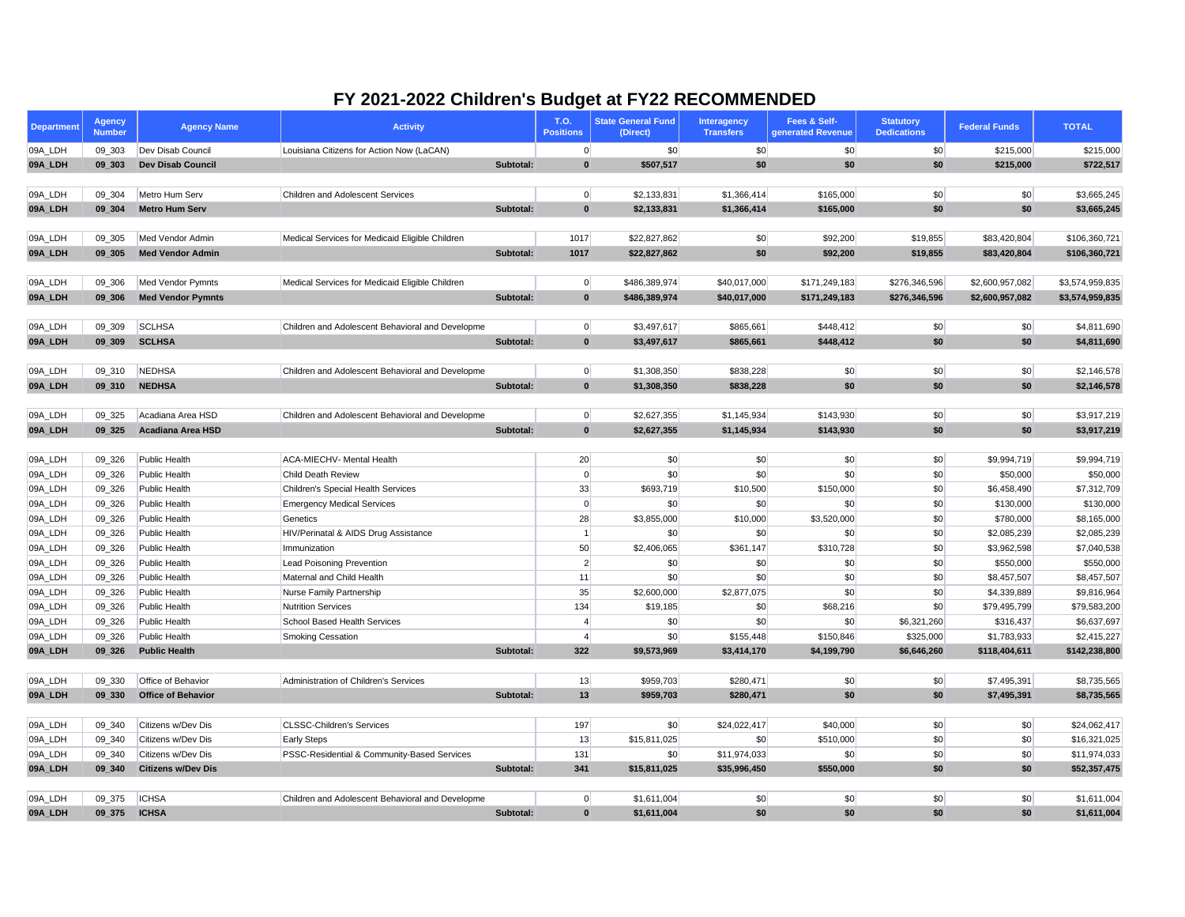# FY 2021-2022 Children's Budget at FY22 RECOMMENDED

| Department | Agency Number | Agency Name | Activity | T.O. Positions | State General Fund (Direct) | Interagency Transfers | Fees & Self-generated Revenue | Statutory Dedications | Federal Funds | TOTAL |
|---|---|---|---|---|---|---|---|---|---|---|
| 09A_LDH | 09_303 | Dev Disab Council | Louisiana Citizens for Action Now (LaCAN) | 0 | $0 | $0 | $0 | $0 | $215,000 | $215,000 |
| **09A_LDH** | **09_303** | **Dev Disab Council** | **Subtotal:** | **0** | **$507,517** | **$0** | **$0** | **$0** | **$215,000** | **$722,517** |
| | | | | | | | | | | |
| 09A_LDH | 09_304 | Metro Hum Serv | Children and Adolescent Services | 0 | $2,133,831 | $1,366,414 | $165,000 | $0 | $0 | $3,665,245 |
| **09A_LDH** | **09_304** | **Metro Hum Serv** | **Subtotal:** | **0** | **$2,133,831** | **$1,366,414** | **$165,000** | **$0** | **$0** | **$3,665,245** |
| | | | | | | | | | | |
| 09A_LDH | 09_305 | Med Vendor Admin | Medical Services for Medicaid Eligible Children | 1017 | $22,827,862 | $0 | $92,200 | $19,855 | $83,420,804 | $106,360,721 |
| **09A_LDH** | **09_305** | **Med Vendor Admin** | **Subtotal:** | **1017** | **$22,827,862** | **$0** | **$92,200** | **$19,855** | **$83,420,804** | **$106,360,721** |
| | | | | | | | | | | |
| 09A_LDH | 09_306 | Med Vendor Pymnts | Medical Services for Medicaid Eligible Children | 0 | $486,389,974 | $40,017,000 | $171,249,183 | $276,346,596 | $2,600,957,082 | $3,574,959,835 |
| **09A_LDH** | **09_306** | **Med Vendor Pymnts** | **Subtotal:** | **0** | **$486,389,974** | **$40,017,000** | **$171,249,183** | **$276,346,596** | **$2,600,957,082** | **$3,574,959,835** |
| | | | | | | | | | | |
| 09A_LDH | 09_309 | SCLHSA | Children and Adolescent Behavioral and Developme | 0 | $3,497,617 | $865,661 | $448,412 | $0 | $0 | $4,811,690 |
| **09A_LDH** | **09_309** | **SCLHSA** | **Subtotal:** | **0** | **$3,497,617** | **$865,661** | **$448,412** | **$0** | **$0** | **$4,811,690** |
| | | | | | | | | | | |
| 09A_LDH | 09_310 | NEDHSA | Children and Adolescent Behavioral and Developme | 0 | $1,308,350 | $838,228 | $0 | $0 | $0 | $2,146,578 |
| **09A_LDH** | **09_310** | **NEDHSA** | **Subtotal:** | **0** | **$1,308,350** | **$838,228** | **$0** | **$0** | **$0** | **$2,146,578** |
| | | | | | | | | | | |
| 09A_LDH | 09_325 | Acadiana Area HSD | Children and Adolescent Behavioral and Developme | 0 | $2,627,355 | $1,145,934 | $143,930 | $0 | $0 | $3,917,219 |
| **09A_LDH** | **09_325** | **Acadiana Area HSD** | **Subtotal:** | **0** | **$2,627,355** | **$1,145,934** | **$143,930** | **$0** | **$0** | **$3,917,219** |
| | | | | | | | | | | |
| 09A_LDH | 09_326 | Public Health | ACA-MIECHV- Mental Health | 20 | $0 | $0 | $0 | $0 | $9,994,719 | $9,994,719 |
| 09A_LDH | 09_326 | Public Health | Child Death Review | 0 | $0 | $0 | $0 | $0 | $50,000 | $50,000 |
| 09A_LDH | 09_326 | Public Health | Children's Special Health Services | 33 | $693,719 | $10,500 | $150,000 | $0 | $6,458,490 | $7,312,709 |
| 09A_LDH | 09_326 | Public Health | Emergency Medical Services | 0 | $0 | $0 | $0 | $0 | $130,000 | $130,000 |
| 09A_LDH | 09_326 | Public Health | Genetics | 28 | $3,855,000 | $10,000 | $3,520,000 | $0 | $780,000 | $8,165,000 |
| 09A_LDH | 09_326 | Public Health | HIV/Perinatal & AIDS Drug Assistance | 1 | $0 | $0 | $0 | $0 | $2,085,239 | $2,085,239 |
| 09A_LDH | 09_326 | Public Health | Immunization | 50 | $2,406,065 | $361,147 | $310,728 | $0 | $3,962,598 | $7,040,538 |
| 09A_LDH | 09_326 | Public Health | Lead Poisoning Prevention | 2 | $0 | $0 | $0 | $0 | $550,000 | $550,000 |
| 09A_LDH | 09_326 | Public Health | Maternal and Child Health | 11 | $0 | $0 | $0 | $0 | $8,457,507 | $8,457,507 |
| 09A_LDH | 09_326 | Public Health | Nurse Family Partnership | 35 | $2,600,000 | $2,877,075 | $0 | $0 | $4,339,889 | $9,816,964 |
| 09A_LDH | 09_326 | Public Health | Nutrition Services | 134 | $19,185 | $0 | $68,216 | $0 | $79,495,799 | $79,583,200 |
| 09A_LDH | 09_326 | Public Health | School Based Health Services | 4 | $0 | $0 | $0 | $6,321,260 | $316,437 | $6,637,697 |
| 09A_LDH | 09_326 | Public Health | Smoking Cessation | 4 | $0 | $155,448 | $150,846 | $325,000 | $1,783,933 | $2,415,227 |
| **09A_LDH** | **09_326** | **Public Health** | **Subtotal:** | **322** | **$9,573,969** | **$3,414,170** | **$4,199,790** | **$6,646,260** | **$118,404,611** | **$142,238,800** |
| | | | | | | | | | | |
| 09A_LDH | 09_330 | Office of Behavior | Administration of Children's Services | 13 | $959,703 | $280,471 | $0 | $0 | $7,495,391 | $8,735,565 |
| **09A_LDH** | **09_330** | **Office of Behavior** | **Subtotal:** | **13** | **$959,703** | **$280,471** | **$0** | **$0** | **$7,495,391** | **$8,735,565** |
| | | | | | | | | | | |
| 09A_LDH | 09_340 | Citizens w/Dev Dis | CLSSC-Children's Services | 197 | $0 | $24,022,417 | $40,000 | $0 | $0 | $24,062,417 |
| 09A_LDH | 09_340 | Citizens w/Dev Dis | Early Steps | 13 | $15,811,025 | $0 | $510,000 | $0 | $0 | $16,321,025 |
| 09A_LDH | 09_340 | Citizens w/Dev Dis | PSSC-Residential & Community-Based Services | 131 | $0 | $11,974,033 | $0 | $0 | $0 | $11,974,033 |
| **09A_LDH** | **09_340** | **Citizens w/Dev Dis** | **Subtotal:** | **341** | **$15,811,025** | **$35,996,450** | **$550,000** | **$0** | **$0** | **$52,357,475** |
| | | | | | | | | | | |
| 09A_LDH | 09_375 | ICHSA | Children and Adolescent Behavioral and Developme | 0 | $1,611,004 | $0 | $0 | $0 | $0 | $1,611,004 |
| **09A_LDH** | **09_375** | **ICHSA** | **Subtotal:** | **0** | **$1,611,004** | **$0** | **$0** | **$0** | **$0** | **$1,611,004** |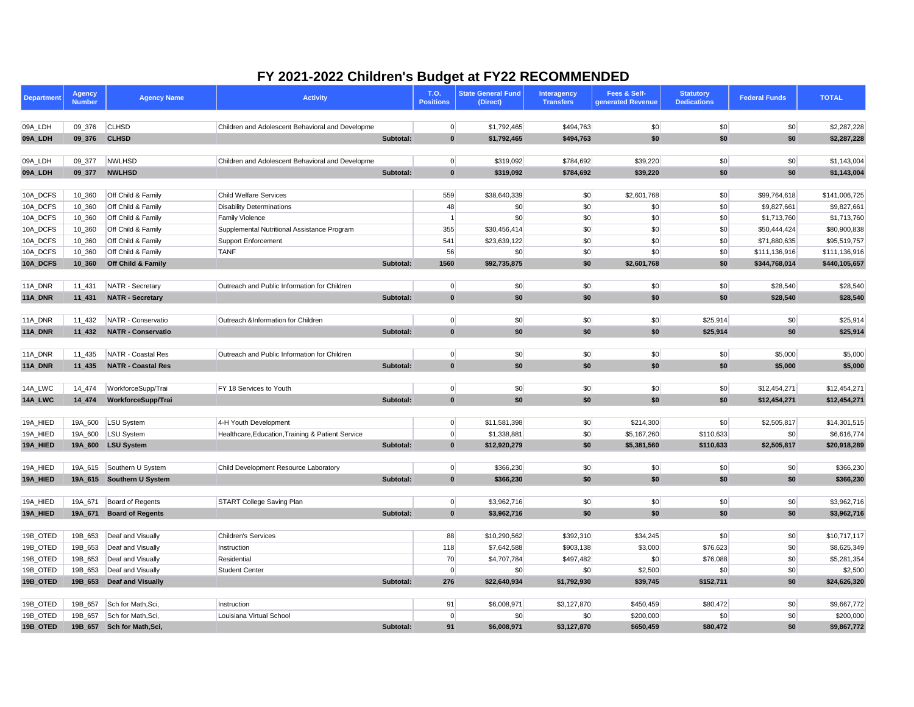# FY 2021-2022 Children's Budget at FY22 RECOMMENDED

| Department | Agency Number | Agency Name | Activity | T.O. Positions | State General Fund (Direct) | Interagency Transfers | Fees & Self-generated Revenue | Statutory Dedications | Federal Funds | TOTAL |
|---|---|---|---|---|---|---|---|---|---|---|
| 09A_LDH | 09_376 | CLHSD | Children and Adolescent Behavioral and Developme | 0 | $1,792,465 | $494,763 | $0 | $0 | $0 | $2,287,228 |
| **09A_LDH** | **09_376** | **CLHSD** | **Subtotal:** | **0** | **$1,792,465** | **$494,763** | **$0** | **$0** | **$0** | **$2,287,228** |
| 09A_LDH | 09_377 | NWLHSD | Children and Adolescent Behavioral and Developme | 0 | $319,092 | $784,692 | $39,220 | $0 | $0 | $1,143,004 |
| **09A_LDH** | **09_377** | **NWLHSD** | **Subtotal:** | **0** | **$319,092** | **$784,692** | **$39,220** | **$0** | **$0** | **$1,143,004** |
| 10A_DCFS | 10_360 | Off Child & Family | Child Welfare Services | 559 | $38,640,339 | $0 | $2,601,768 | $0 | $99,764,618 | $141,006,725 |
| 10A_DCFS | 10_360 | Off Child & Family | Disability Determinations | 48 | $0 | $0 | $0 | $0 | $9,827,661 | $9,827,661 |
| 10A_DCFS | 10_360 | Off Child & Family | Family Violence | 1 | $0 | $0 | $0 | $0 | $1,713,760 | $1,713,760 |
| 10A_DCFS | 10_360 | Off Child & Family | Supplemental Nutritional Assistance Program | 355 | $30,456,414 | $0 | $0 | $0 | $50,444,424 | $80,900,838 |
| 10A_DCFS | 10_360 | Off Child & Family | Support Enforcement | 541 | $23,639,122 | $0 | $0 | $0 | $71,880,635 | $95,519,757 |
| 10A_DCFS | 10_360 | Off Child & Family | TANF | 56 | $0 | $0 | $0 | $0 | $111,136,916 | $111,136,916 |
| **10A_DCFS** | **10_360** | **Off Child & Family** | **Subtotal:** | **1560** | **$92,735,875** | **$0** | **$2,601,768** | **$0** | **$344,768,014** | **$440,105,657** |
| 11A_DNR | 11_431 | NATR - Secretary | Outreach and Public Information for Children | 0 | $0 | $0 | $0 | $0 | $28,540 | $28,540 |
| **11A_DNR** | **11_431** | **NATR - Secretary** | **Subtotal:** | **0** | **$0** | **$0** | **$0** | **$0** | **$28,540** | **$28,540** |
| 11A_DNR | 11_432 | NATR - Conservatio | Outreach &Information for Children | 0 | $0 | $0 | $0 | $25,914 | $0 | $25,914 |
| **11A_DNR** | **11_432** | **NATR - Conservatio** | **Subtotal:** | **0** | **$0** | **$0** | **$0** | **$25,914** | **$0** | **$25,914** |
| 11A_DNR | 11_435 | NATR - Coastal Res | Outreach and Public Information for Children | 0 | $0 | $0 | $0 | $0 | $5,000 | $5,000 |
| **11A_DNR** | **11_435** | **NATR - Coastal Res** | **Subtotal:** | **0** | **$0** | **$0** | **$0** | **$0** | **$5,000** | **$5,000** |
| 14A_LWC | 14_474 | WorkforceSupp/Trai | FY 18 Services to Youth | 0 | $0 | $0 | $0 | $0 | $12,454,271 | $12,454,271 |
| **14A_LWC** | **14_474** | **WorkforceSupp/Trai** | **Subtotal:** | **0** | **$0** | **$0** | **$0** | **$0** | **$12,454,271** | **$12,454,271** |
| 19A_HIED | 19A_600 | LSU System | 4-H Youth Development | 0 | $11,581,398 | $0 | $214,300 | $0 | $2,505,817 | $14,301,515 |
| 19A_HIED | 19A_600 | LSU System | Healthcare,Education,Training & Patient Service | 0 | $1,338,881 | $0 | $5,167,260 | $110,633 | $0 | $6,616,774 |
| **19A_HIED** | **19A_600** | **LSU System** | **Subtotal:** | **0** | **$12,920,279** | **$0** | **$5,381,560** | **$110,633** | **$2,505,817** | **$20,918,289** |
| 19A_HIED | 19A_615 | Southern U System | Child Development Resource Laboratory | 0 | $366,230 | $0 | $0 | $0 | $0 | $366,230 |
| **19A_HIED** | **19A_615** | **Southern U System** | **Subtotal:** | **0** | **$366,230** | **$0** | **$0** | **$0** | **$0** | **$366,230** |
| 19A_HIED | 19A_671 | Board of Regents | START College Saving Plan | 0 | $3,962,716 | $0 | $0 | $0 | $0 | $3,962,716 |
| **19A_HIED** | **19A_671** | **Board of Regents** | **Subtotal:** | **0** | **$3,962,716** | **$0** | **$0** | **$0** | **$0** | **$3,962,716** |
| 19B_OTED | 19B_653 | Deaf and Visually | Children's Services | 88 | $10,290,562 | $392,310 | $34,245 | $0 | $0 | $10,717,117 |
| 19B_OTED | 19B_653 | Deaf and Visually | Instruction | 118 | $7,642,588 | $903,138 | $3,000 | $76,623 | $0 | $8,625,349 |
| 19B_OTED | 19B_653 | Deaf and Visually | Residential | 70 | $4,707,784 | $497,482 | $0 | $76,088 | $0 | $5,281,354 |
| 19B_OTED | 19B_653 | Deaf and Visually | Student Center | 0 | $0 | $0 | $2,500 | $0 | $0 | $2,500 |
| **19B_OTED** | **19B_653** | **Deaf and Visually** | **Subtotal:** | **276** | **$22,640,934** | **$1,792,930** | **$39,745** | **$152,711** | **$0** | **$24,626,320** |
| 19B_OTED | 19B_657 | Sch for Math,Sci, | Instruction | 91 | $6,008,971 | $3,127,870 | $450,459 | $80,472 | $0 | $9,667,772 |
| 19B_OTED | 19B_657 | Sch for Math,Sci, | Louisiana Virtual School | 0 | $0 | $0 | $200,000 | $0 | $0 | $200,000 |
| **19B_OTED** | **19B_657** | **Sch for Math,Sci,** | **Subtotal:** | **91** | **$6,008,971** | **$3,127,870** | **$650,459** | **$80,472** | **$0** | **$9,867,772** |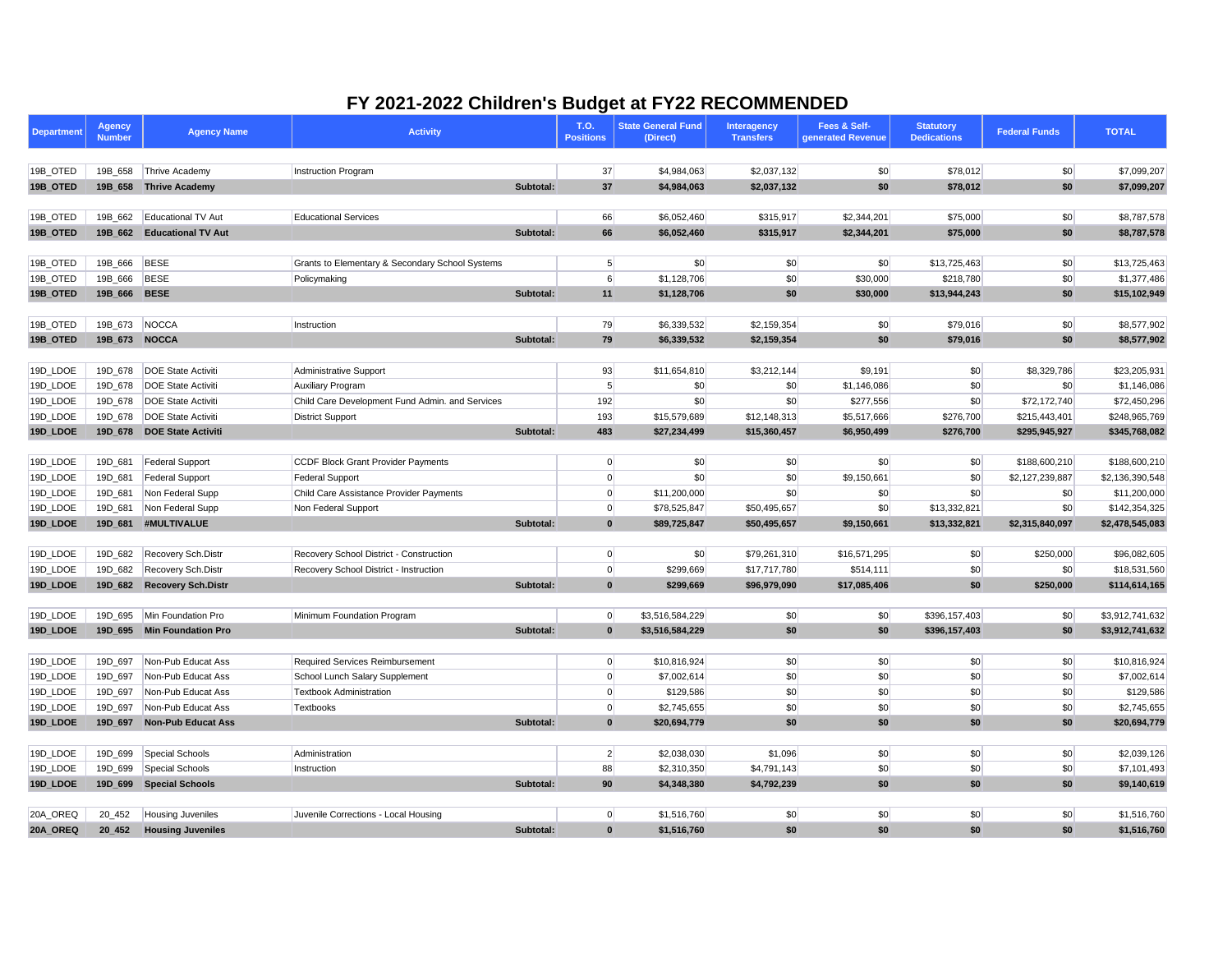# FY 2021-2022 Children's Budget at FY22 RECOMMENDED

| Department | Agency Number | Agency Name | Activity | T.O. Positions | State General Fund (Direct) | Interagency Transfers | Fees & Self-generated Revenue | Statutory Dedications | Federal Funds | TOTAL |
|---|---|---|---|---|---|---|---|---|---|---|
| 19B_OTED | 19B_658 | Thrive Academy | Instruction Program | 37 | $4,984,063 | $2,037,132 | $0 | $78,012 | $0 | $7,099,207 |
| **19B_OTED** | **19B_658** | **Thrive Academy** | **Subtotal:** | **37** | **$4,984,063** | **$2,037,132** | **$0** | **$78,012** | **$0** | **$7,099,207** |
| 19B_OTED | 19B_662 | Educational TV Aut | Educational Services | 66 | $6,052,460 | $315,917 | $2,344,201 | $75,000 | $0 | $8,787,578 |
| **19B_OTED** | **19B_662** | **Educational TV Aut** | **Subtotal:** | **66** | **$6,052,460** | **$315,917** | **$2,344,201** | **$75,000** | **$0** | **$8,787,578** |
| 19B_OTED | 19B_666 | BESE | Grants to Elementary & Secondary School Systems | 5 | $0 | $0 | $0 | $13,725,463 | $0 | $13,725,463 |
| 19B_OTED | 19B_666 | BESE | Policymaking | 6 | $1,128,706 | $0 | $30,000 | $218,780 | $0 | $1,377,486 |
| **19B_OTED** | **19B_666** | **BESE** | **Subtotal:** | **11** | **$1,128,706** | **$0** | **$30,000** | **$13,944,243** | **$0** | **$15,102,949** |
| 19B_OTED | 19B_673 | NOCCA | Instruction | 79 | $6,339,532 | $2,159,354 | $0 | $79,016 | $0 | $8,577,902 |
| **19B_OTED** | **19B_673** | **NOCCA** | **Subtotal:** | **79** | **$6,339,532** | **$2,159,354** | **$0** | **$79,016** | **$0** | **$8,577,902** |
| 19D_LDOE | 19D_678 | DOE State Activiti | Administrative Support | 93 | $11,654,810 | $3,212,144 | $9,191 | $0 | $8,329,786 | $23,205,931 |
| 19D_LDOE | 19D_678 | DOE State Activiti | Auxiliary Program | 5 | $0 | $0 | $1,146,086 | $0 | $0 | $1,146,086 |
| 19D_LDOE | 19D_678 | DOE State Activiti | Child Care Development Fund Admin. and Services | 192 | $0 | $0 | $277,556 | $0 | $72,172,740 | $72,450,296 |
| 19D_LDOE | 19D_678 | DOE State Activiti | District Support | 193 | $15,579,689 | $12,148,313 | $5,517,666 | $276,700 | $215,443,401 | $248,965,769 |
| **19D_LDOE** | **19D_678** | **DOE State Activiti** | **Subtotal:** | **483** | **$27,234,499** | **$15,360,457** | **$6,950,499** | **$276,700** | **$295,945,927** | **$345,768,082** |
| 19D_LDOE | 19D_681 | Federal Support | CCDF Block Grant Provider Payments | 0 | $0 | $0 | $0 | $0 | $188,600,210 | $188,600,210 |
| 19D_LDOE | 19D_681 | Federal Support | Federal Support | 0 | $0 | $0 | $9,150,661 | $0 | $2,127,239,887 | $2,136,390,548 |
| 19D_LDOE | 19D_681 | Non Federal Supp | Child Care Assistance Provider Payments | 0 | $11,200,000 | $0 | $0 | $0 | $0 | $11,200,000 |
| 19D_LDOE | 19D_681 | Non Federal Supp | Non Federal Support | 0 | $78,525,847 | $50,495,657 | $0 | $13,332,821 | $0 | $142,354,325 |
| **19D_LDOE** | **19D_681** | **#MULTIVALUE** | **Subtotal:** | **0** | **$89,725,847** | **$50,495,657** | **$9,150,661** | **$13,332,821** | **$2,315,840,097** | **$2,478,545,083** |
| 19D_LDOE | 19D_682 | Recovery Sch.Distr | Recovery School District - Construction | 0 | $0 | $79,261,310 | $16,571,295 | $0 | $250,000 | $96,082,605 |
| 19D_LDOE | 19D_682 | Recovery Sch.Distr | Recovery School District - Instruction | 0 | $299,669 | $17,717,780 | $514,111 | $0 | $0 | $18,531,560 |
| **19D_LDOE** | **19D_682** | **Recovery Sch.Distr** | **Subtotal:** | **0** | **$299,669** | **$96,979,090** | **$17,085,406** | **$0** | **$250,000** | **$114,614,165** |
| 19D_LDOE | 19D_695 | Min Foundation Pro | Minimum Foundation Program | 0 | $3,516,584,229 | $0 | $0 | $396,157,403 | $0 | $3,912,741,632 |
| **19D_LDOE** | **19D_695** | **Min Foundation Pro** | **Subtotal:** | **0** | **$3,516,584,229** | **$0** | **$0** | **$396,157,403** | **$0** | **$3,912,741,632** |
| 19D_LDOE | 19D_697 | Non-Pub Educat Ass | Required Services Reimbursement | 0 | $10,816,924 | $0 | $0 | $0 | $0 | $10,816,924 |
| 19D_LDOE | 19D_697 | Non-Pub Educat Ass | School Lunch Salary Supplement | 0 | $7,002,614 | $0 | $0 | $0 | $0 | $7,002,614 |
| 19D_LDOE | 19D_697 | Non-Pub Educat Ass | Textbook Administration | 0 | $129,586 | $0 | $0 | $0 | $0 | $129,586 |
| 19D_LDOE | 19D_697 | Non-Pub Educat Ass | Textbooks | 0 | $2,745,655 | $0 | $0 | $0 | $0 | $2,745,655 |
| **19D_LDOE** | **19D_697** | **Non-Pub Educat Ass** | **Subtotal:** | **0** | **$20,694,779** | **$0** | **$0** | **$0** | **$0** | **$20,694,779** |
| 19D_LDOE | 19D_699 | Special Schools | Administration | 2 | $2,038,030 | $1,096 | $0 | $0 | $0 | $2,039,126 |
| 19D_LDOE | 19D_699 | Special Schools | Instruction | 88 | $2,310,350 | $4,791,143 | $0 | $0 | $0 | $7,101,493 |
| **19D_LDOE** | **19D_699** | **Special Schools** | **Subtotal:** | **90** | **$4,348,380** | **$4,792,239** | **$0** | **$0** | **$0** | **$9,140,619** |
| 20A_OREQ | 20_452 | Housing Juveniles | Juvenile Corrections - Local Housing | 0 | $1,516,760 | $0 | $0 | $0 | $0 | $1,516,760 |
| **20A_OREQ** | **20_452** | **Housing Juveniles** | **Subtotal:** | **0** | **$1,516,760** | **$0** | **$0** | **$0** | **$0** | **$1,516,760** |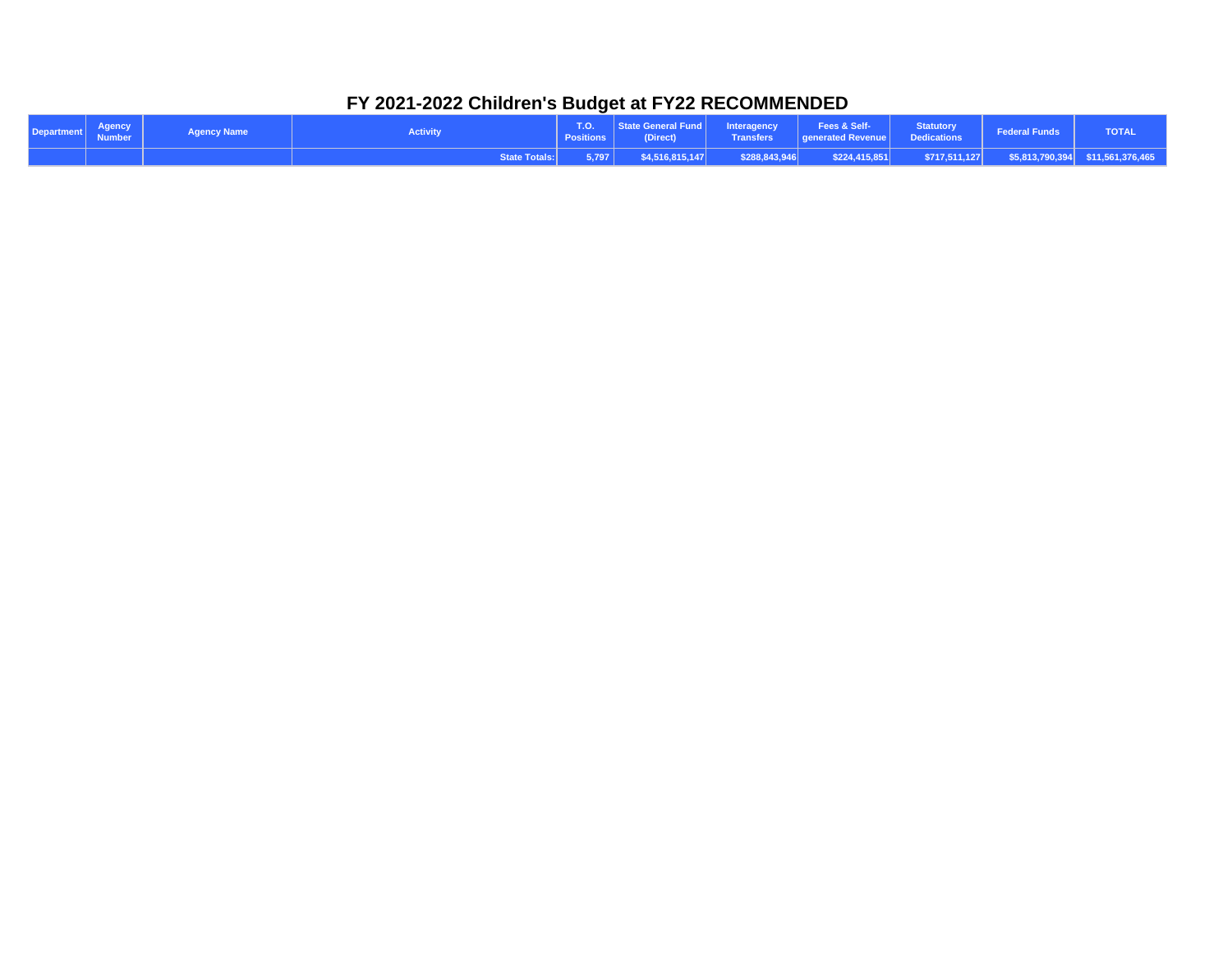## FY 2021-2022 Children's Budget at FY22 RECOMMENDED

| Department | Agency Number | Agency Name | Activity | T.O. Positions | State General Fund (Direct) | Interagency Transfers | Fees & Self-generated Revenue | Statutory Dedications | Federal Funds | TOTAL |
|---|---|---|---|---|---|---|---|---|---|---|
| | | | State Totals: | 5,797 | $4,516,815,147 | $288,843,946 | $224,415,851 | $717,511,127 | $5,813,790,394 | $11,561,376,465 |